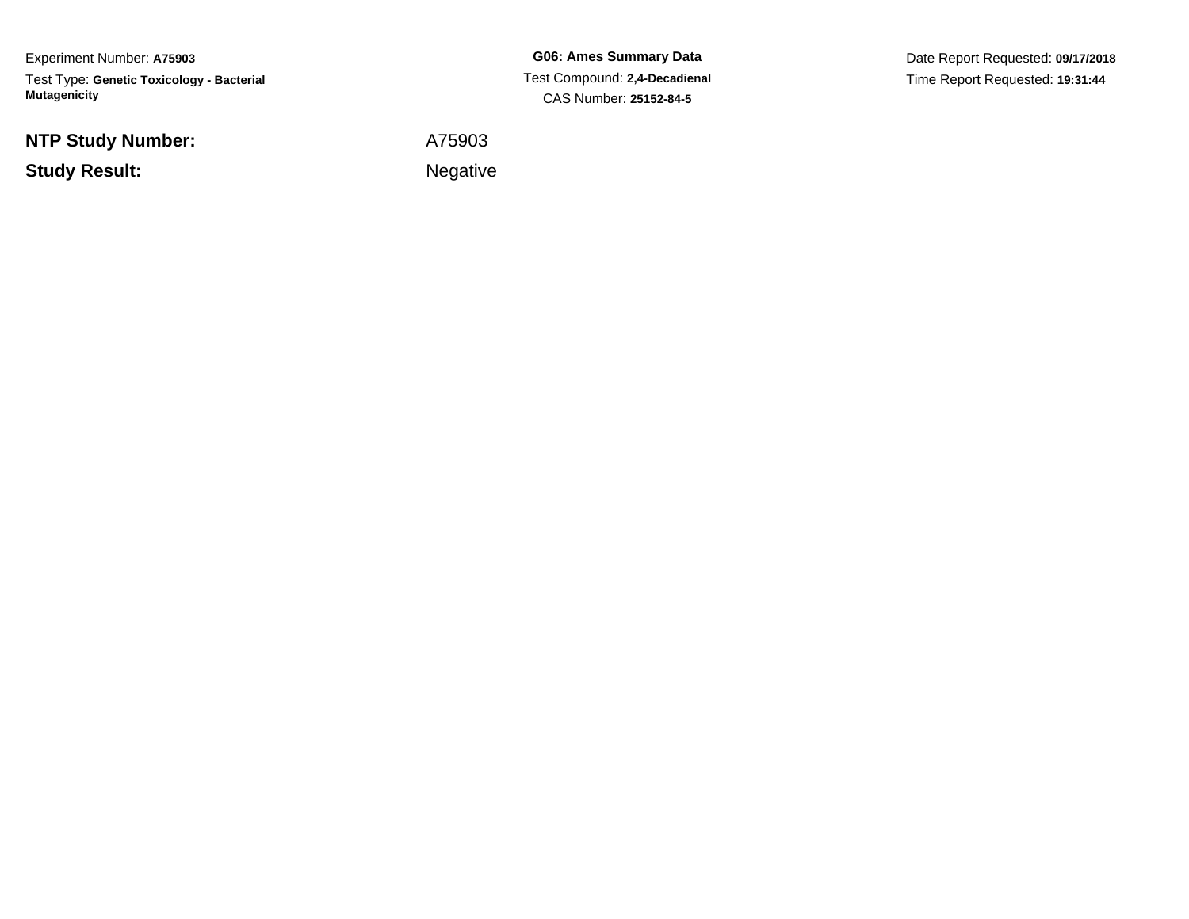Experiment Number: **A75903**

Test Type: **Genetic Toxicology - Bacterial Mutagenicity**

**G06: Ames Summary Data**

Test Compound: **2,4-Decadienal**

CAS Number: **25152-84-5**

Date Report Requested: **09/17/2018**

Time Report Requested: **19:31:44**

| | |
|---|---|
| **NTP Study Number:** | A75903 |
| **Study Result:** | Negative |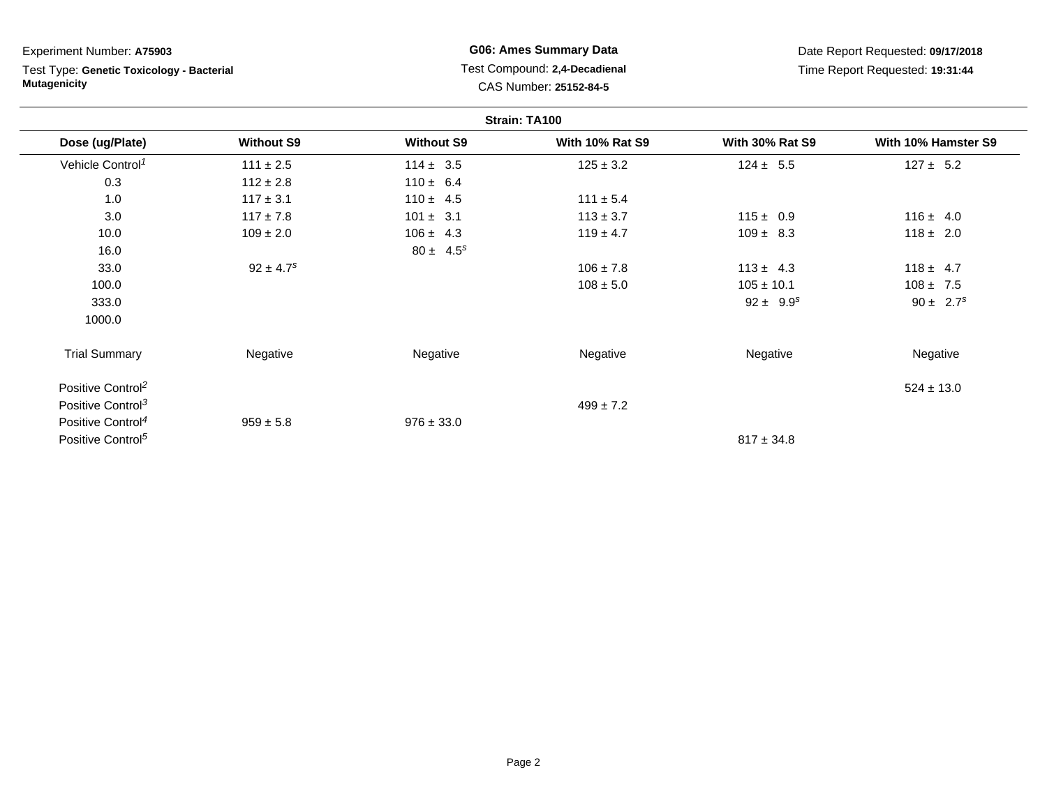Experiment Number: **A75903**

Test Type: **Genetic Toxicology - Bacterial Mutagenicity**

**G06: Ames Summary Data**

Test Compound: **2,4-Decadienal**

CAS Number: **25152-84-5**

Date Report Requested: **09/17/2018**

Time Report Requested: **19:31:44**

**Strain: TA100**

| Dose (ug/Plate) | Without S9 | Without S9 | With 10% Rat S9 | With 30% Rat S9 | With 10% Hamster S9 |
|---|---|---|---|---|---|
| Vehicle Control[1] | 111 ± 2.5 | 114 ± 3.5 | 125 ± 3.2 | 124 ± 5.5 | 127 ± 5.2 |
| 0.3 | 112 ± 2.8 | 110 ± 6.4 | | | |
| 1.0 | 117 ± 3.1 | 110 ± 4.5 | 111 ± 5.4 | | |
| 3.0 | 117 ± 7.8 | 101 ± 3.1 | 113 ± 3.7 | 115 ± 0.9 | 116 ± 4.0 |
| 10.0 | 109 ± 2.0 | 106 ± 4.3 | 119 ± 4.7 | 109 ± 8.3 | 118 ± 2.0 |
| 16.0 | | 80 ± 4.5[s] | | | |
| 33.0 | 92 ± 4.7[s] | | 106 ± 7.8 | 113 ± 4.3 | 118 ± 4.7 |
| 100.0 | | | 108 ± 5.0 | 105 ± 10.1 | 108 ± 7.5 |
| 333.0 | | | | 92 ± 9.9[s] | 90 ± 2.7[s] |
| 1000.0 | | | | | |
| Trial Summary | Negative | Negative | Negative | Negative | Negative |
| Positive Control[2] | | | | | 524 ± 13.0 |
| Positive Control[3] | | | 499 ± 7.2 | | |
| Positive Control[4] | 959 ± 5.8 | 976 ± 33.0 | | | |
| Positive Control[5] | | | | 817 ± 34.8 | |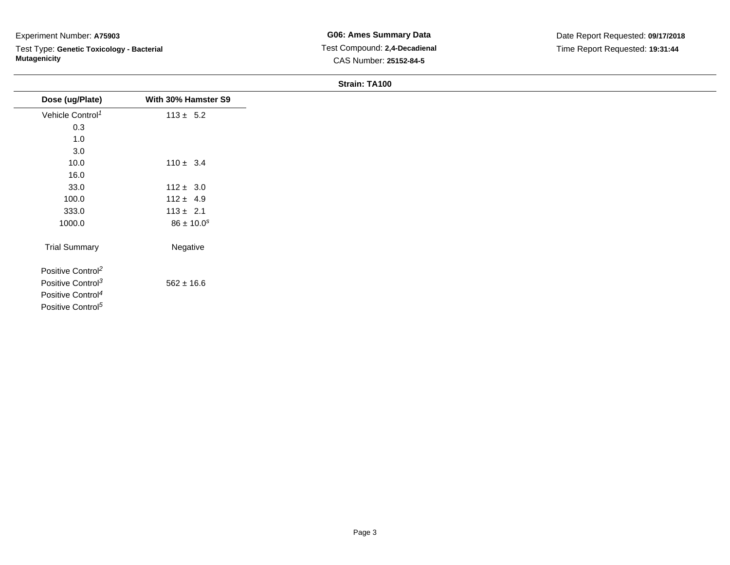Experiment Number: **A75903**

Test Type: **Genetic Toxicology - Bacterial Mutagenicity**

**G06: Ames Summary Data**

Test Compound: **2,4-Decadienal**

CAS Number: **25152-84-5**

Date Report Requested: **09/17/2018**

Time Report Requested: **19:31:44**

**Strain: TA100**

| Dose (ug/Plate) | With 30% Hamster S9 |
|---|---|
| Vehicle Control[1] | 113 ± 5.2 |
| 0.3 | |
| 1.0 | |
| 3.0 | |
| 10.0 | 110 ± 3.4 |
| 16.0 | |
| 33.0 | 112 ± 3.0 |
| 100.0 | 112 ± 4.9 |
| 333.0 | 113 ± 2.1 |
| 1000.0 | 86 ± 10.0[s] |
| Trial Summary | Negative |
| Positive Control[2] | |
| Positive Control[3] | 562 ± 16.6 |
| Positive Control[4] | |
| Positive Control[5] | |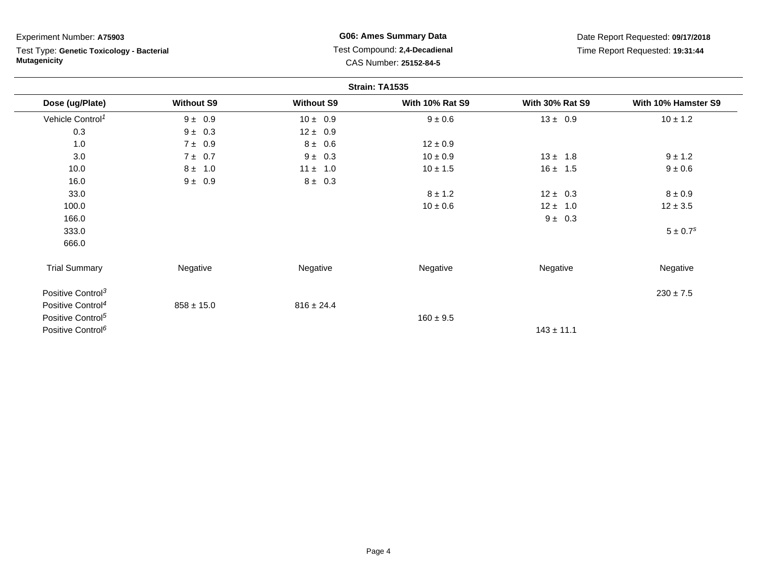Experiment Number: **A75903**

Test Type: **Genetic Toxicology - Bacterial Mutagenicity**

**G06: Ames Summary Data**

Test Compound: **2,4-Decadienal**

CAS Number: **25152-84-5**

Date Report Requested: **09/17/2018**

Time Report Requested: **19:31:44**

**Strain: TA1535**

| Dose (ug/Plate) | Without S9 | Without S9 | With 10% Rat S9 | With 30% Rat S9 | With 10% Hamster S9 |
|---|---|---|---|---|---|
| Vehicle Control[1] | 9 ± 0.9 | 10 ± 0.9 | 9 ± 0.6 | 13 ± 0.9 | 10 ± 1.2 |
| 0.3 | 9 ± 0.3 | 12 ± 0.9 | | | |
| 1.0 | 7 ± 0.9 | 8 ± 0.6 | 12 ± 0.9 | | |
| 3.0 | 7 ± 0.7 | 9 ± 0.3 | 10 ± 0.9 | 13 ± 1.8 | 9 ± 1.2 |
| 10.0 | 8 ± 1.0 | 11 ± 1.0 | 10 ± 1.5 | 16 ± 1.5 | 9 ± 0.6 |
| 16.0 | 9 ± 0.9 | 8 ± 0.3 | | | |
| 33.0 | | | 8 ± 1.2 | 12 ± 0.3 | 8 ± 0.9 |
| 100.0 | | | 10 ± 0.6 | 12 ± 1.0 | 12 ± 3.5 |
| 166.0 | | | | 9 ± 0.3 | |
| 333.0 | | | | | 5 ± 0.7[s] |
| 666.0 | | | | | |
| Trial Summary | Negative | Negative | Negative | Negative | Negative |
| Positive Control[3] | | | | | 230 ± 7.5 |
| Positive Control[4] | 858 ± 15.0 | 816 ± 24.4 | | | |
| Positive Control[5] | | | 160 ± 9.5 | | |
| Positive Control[6] | | | | 143 ± 11.1 | |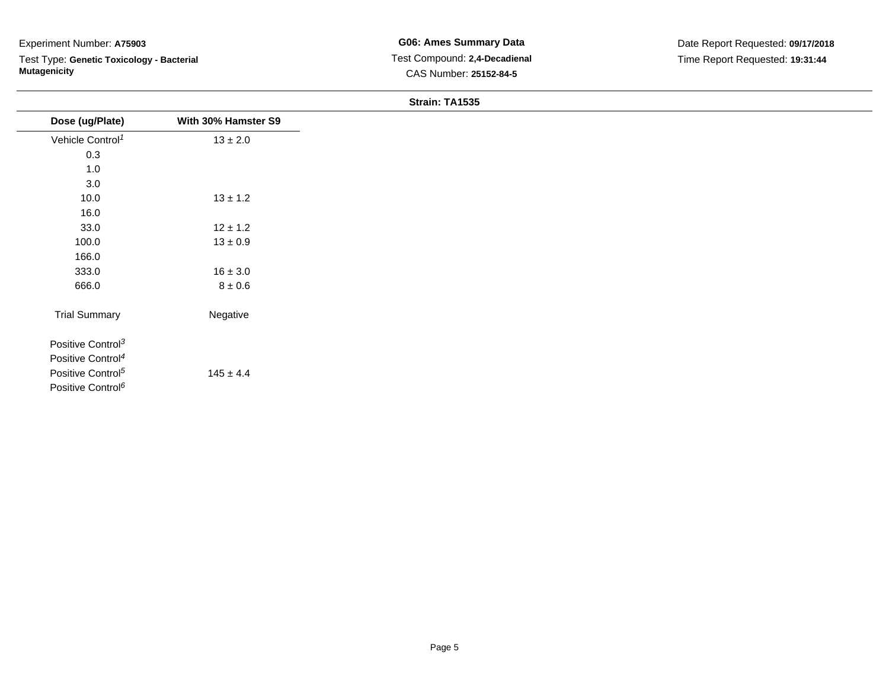Experiment Number: **A75903**

Test Type: **Genetic Toxicology - Bacterial Mutagenicity**

**G06: Ames Summary Data**

Test Compound: **2,4-Decadienal**

CAS Number: **25152-84-5**

Date Report Requested: **09/17/2018**

Time Report Requested: **19:31:44**

**Strain: TA1535**

| Dose (ug/Plate) | With 30% Hamster S9 |
|---|---|
| Vehicle Control[1] | 13 ± 2.0 |
| 0.3 | |
| 1.0 | |
| 3.0 | |
| 10.0 | 13 ± 1.2 |
| 16.0 | |
| 33.0 | 12 ± 1.2 |
| 100.0 | 13 ± 0.9 |
| 166.0 | |
| 333.0 | 16 ± 3.0 |
| 666.0 | 8 ± 0.6 |
| Trial Summary | Negative |
| Positive Control[3] | |
| Positive Control[4] | |
| Positive Control[5] | 145 ± 4.4 |
| Positive Control[6] | |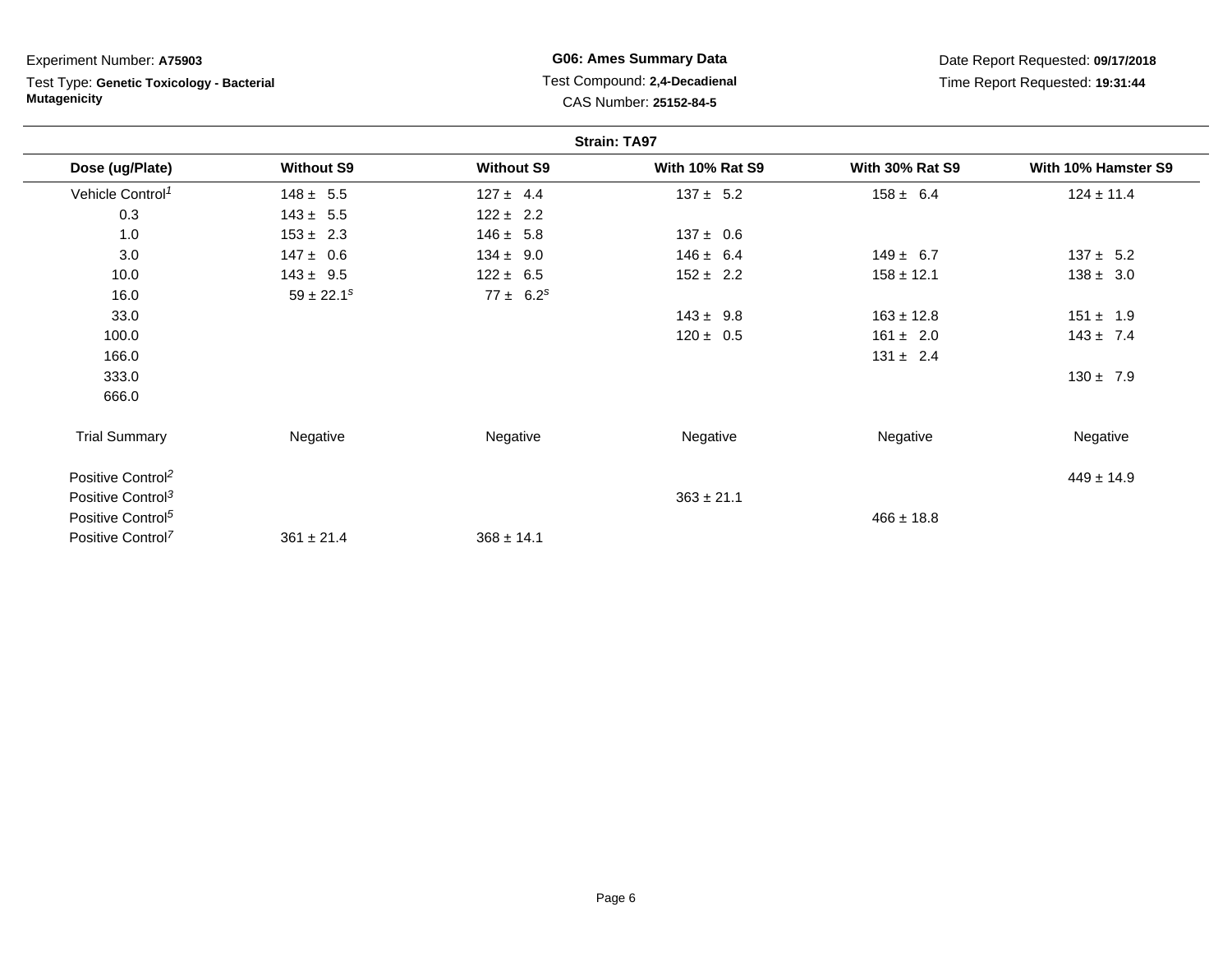Experiment Number: **A75903**

Test Type: **Genetic Toxicology - Bacterial Mutagenicity**

**G06: Ames Summary Data**

Test Compound: **2,4-Decadienal**

CAS Number: **25152-84-5**

Date Report Requested: **09/17/2018**

Time Report Requested: **19:31:44**

**Strain: TA97**

| Dose (ug/Plate) | Without S9 | Without S9 | With 10% Rat S9 | With 30% Rat S9 | With 10% Hamster S9 |
|---|---|---|---|---|---|
| Vehicle Control[1] | 148 ± 5.5 | 127 ± 4.4 | 137 ± 5.2 | 158 ± 6.4 | 124 ± 11.4 |
| 0.3 | 143 ± 5.5 | 122 ± 2.2 | | | |
| 1.0 | 153 ± 2.3 | 146 ± 5.8 | 137 ± 0.6 | | |
| 3.0 | 147 ± 0.6 | 134 ± 9.0 | 146 ± 6.4 | 149 ± 6.7 | 137 ± 5.2 |
| 10.0 | 143 ± 9.5 | 122 ± 6.5 | 152 ± 2.2 | 158 ± 12.1 | 138 ± 3.0 |
| 16.0 | 59 ± 22.1[s] | 77 ± 6.2[s] | | | |
| 33.0 | | | 143 ± 9.8 | 163 ± 12.8 | 151 ± 1.9 |
| 100.0 | | | 120 ± 0.5 | 161 ± 2.0 | 143 ± 7.4 |
| 166.0 | | | | 131 ± 2.4 | |
| 333.0 | | | | | 130 ± 7.9 |
| 666.0 | | | | | |
| Trial Summary | Negative | Negative | Negative | Negative | Negative |
| Positive Control[2] | | | | | 449 ± 14.9 |
| Positive Control[3] | | | 363 ± 21.1 | | |
| Positive Control[5] | | | | 466 ± 18.8 | |
| Positive Control[7] | 361 ± 21.4 | 368 ± 14.1 | | | |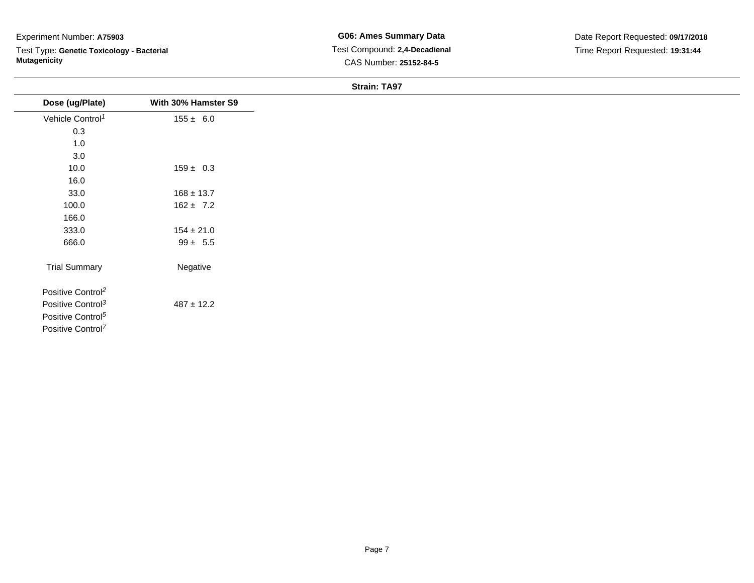Experiment Number: **A75903**

Test Type: **Genetic Toxicology - Bacterial Mutagenicity**

**G06: Ames Summary Data**

Test Compound: **2,4-Decadienal**

CAS Number: **25152-84-5**

Date Report Requested: **09/17/2018**

Time Report Requested: **19:31:44**

**Strain: TA97**

| Dose (ug/Plate) | With 30% Hamster S9 |
|---|---|
| Vehicle Control[1] | 155 ± 6.0 |
| 0.3 | |
| 1.0 | |
| 3.0 | |
| 10.0 | 159 ± 0.3 |
| 16.0 | |
| 33.0 | 168 ± 13.7 |
| 100.0 | 162 ± 7.2 |
| 166.0 | |
| 333.0 | 154 ± 21.0 |
| 666.0 | 99 ± 5.5 |
| Trial Summary | Negative |
| Positive Control[2] | |
| Positive Control[3] | 487 ± 12.2 |
| Positive Control[5] | |
| Positive Control[7] | |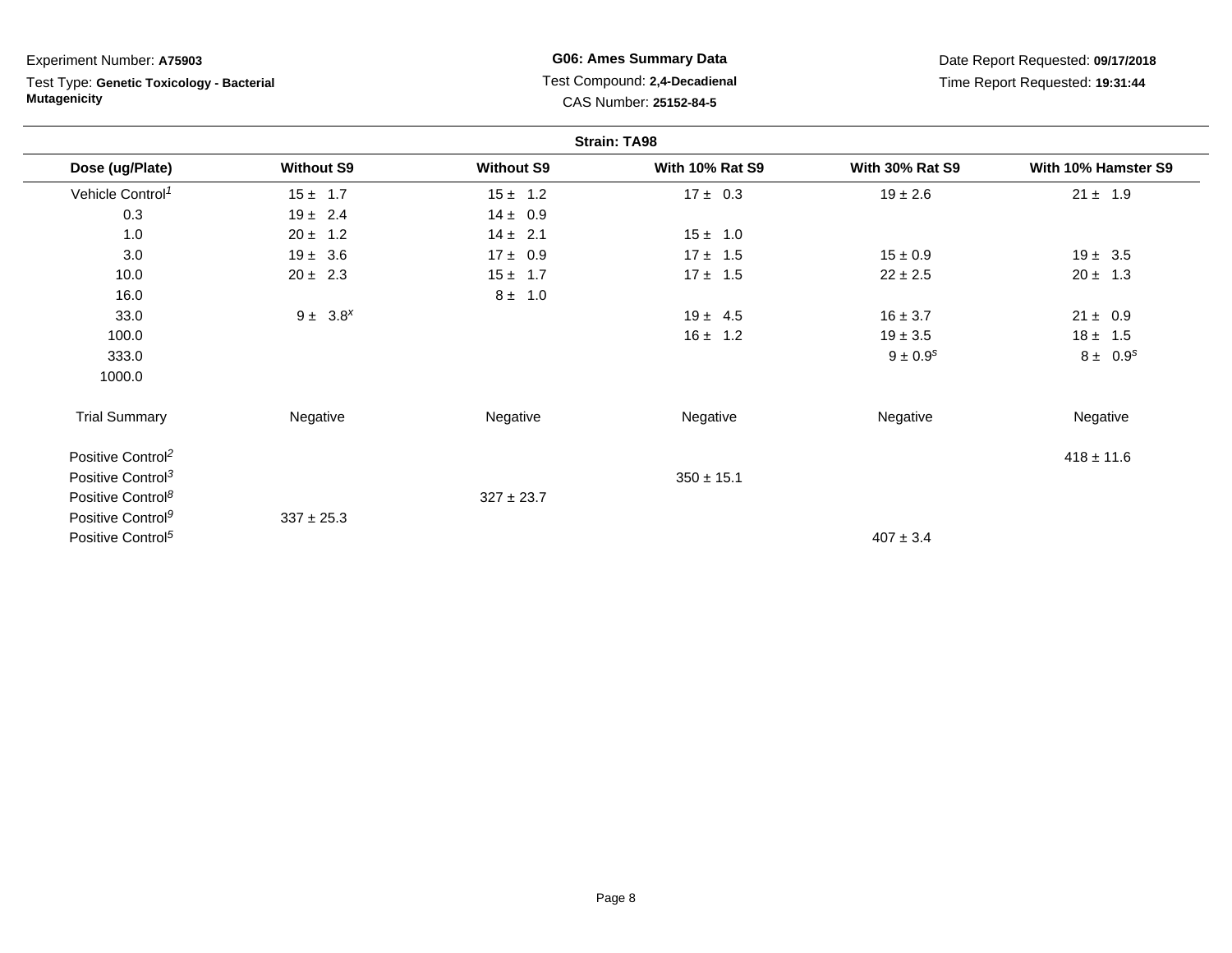Experiment Number: **A75903**

Test Type: **Genetic Toxicology - Bacterial Mutagenicity**

**G06: Ames Summary Data**

Test Compound: **2,4-Decadienal**

CAS Number: **25152-84-5**

Date Report Requested: **09/17/2018**

Time Report Requested: **19:31:44**

**Strain: TA98**

| Dose (ug/Plate) | Without S9 | Without S9 | With 10% Rat S9 | With 30% Rat S9 | With 10% Hamster S9 |
|---|---|---|---|---|---|
| Vehicle Control[1] | 15 ± 1.7 | 15 ± 1.2 | 17 ± 0.3 | 19 ± 2.6 | 21 ± 1.9 |
| 0.3 | 19 ± 2.4 | 14 ± 0.9 | | | |
| 1.0 | 20 ± 1.2 | 14 ± 2.1 | 15 ± 1.0 | | |
| 3.0 | 19 ± 3.6 | 17 ± 0.9 | 17 ± 1.5 | 15 ± 0.9 | 19 ± 3.5 |
| 10.0 | 20 ± 2.3 | 15 ± 1.7 | 17 ± 1.5 | 22 ± 2.5 | 20 ± 1.3 |
| 16.0 | | 8 ± 1.0 | | | |
| 33.0 | 9 ± 3.8[x] | | 19 ± 4.5 | 16 ± 3.7 | 21 ± 0.9 |
| 100.0 | | | 16 ± 1.2 | 19 ± 3.5 | 18 ± 1.5 |
| 333.0 | | | | 9 ± 0.9[s] | 8 ± 0.9[s] |
| 1000.0 | | | | | |
| Trial Summary | Negative | Negative | Negative | Negative | Negative |
| Positive Control[2] | | | | | 418 ± 11.6 |
| Positive Control[3] | | | 350 ± 15.1 | | |
| Positive Control[8] | | 327 ± 23.7 | | | |
| Positive Control[9] | 337 ± 25.3 | | | | |
| Positive Control[5] | | | | 407 ± 3.4 | |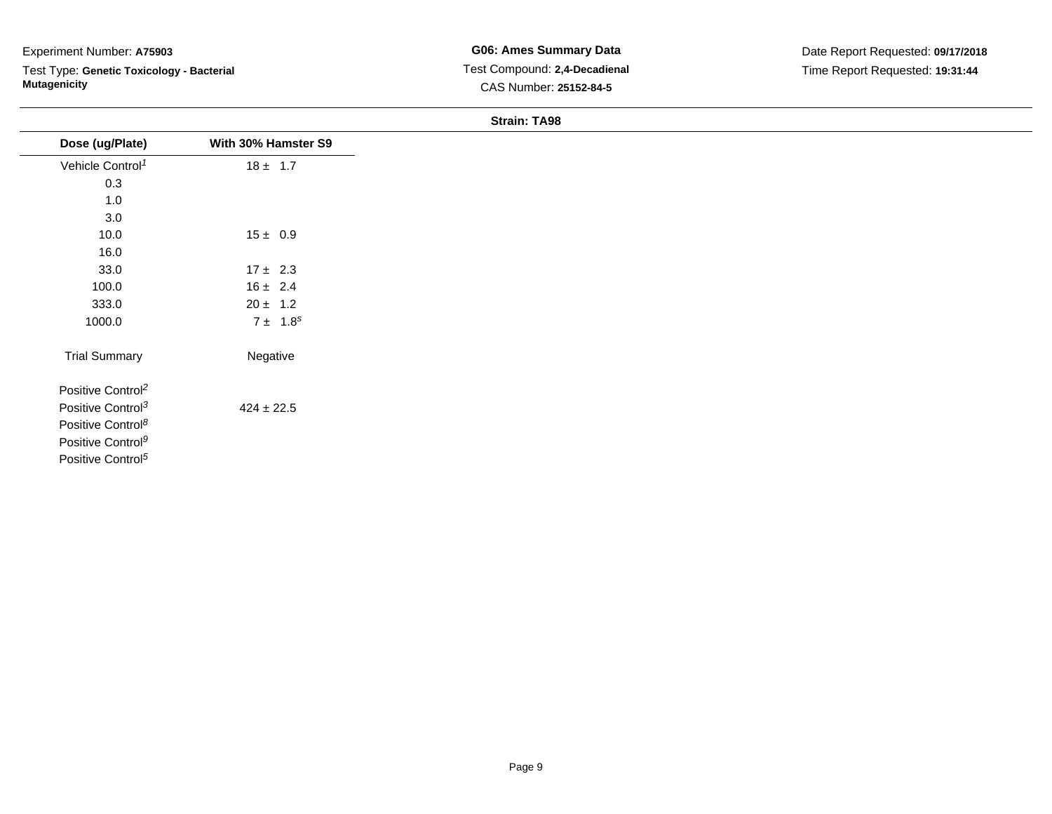Experiment Number: **A75903**

Test Type: **Genetic Toxicology - Bacterial Mutagenicity**

**G06: Ames Summary Data**

Test Compound: **2,4-Decadienal**

CAS Number: **25152-84-5**

Date Report Requested: **09/17/2018**

Time Report Requested: **19:31:44**

**Strain: TA98**

| Dose (ug/Plate) | With 30% Hamster S9 |
|---|---|
| Vehicle Control[1] | 18 ± 1.7 |
| 0.3 | |
| 1.0 | |
| 3.0 | |
| 10.0 | 15 ± 0.9 |
| 16.0 | |
| 33.0 | 17 ± 2.3 |
| 100.0 | 16 ± 2.4 |
| 333.0 | 20 ± 1.2 |
| 1000.0 | 7 ± 1.8[s] |
| Trial Summary | Negative |
| Positive Control[2] | |
| Positive Control[3] | 424 ± 22.5 |
| Positive Control[8] | |
| Positive Control[9] | |
| Positive Control[5] | |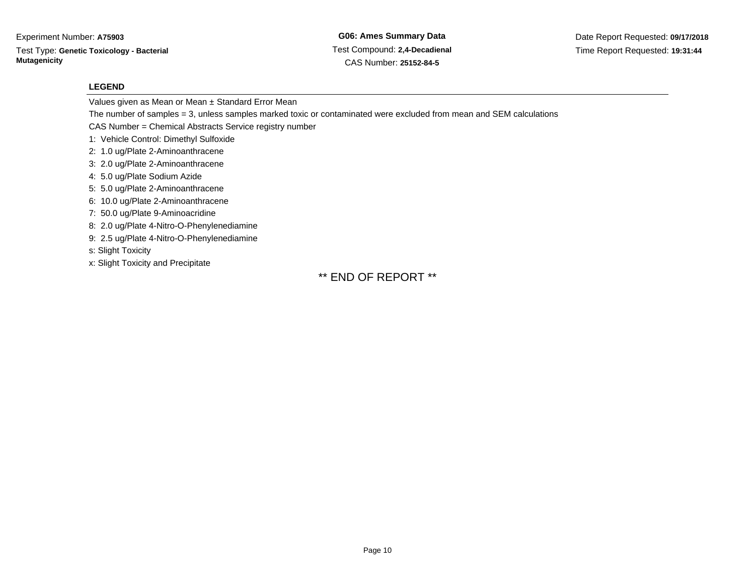Experiment Number: **A75903**

Test Type: **Genetic Toxicology - Bacterial Mutagenicity**

**G06: Ames Summary Data**

Test Compound: **2,4-Decadienal**

CAS Number: **25152-84-5**

Date Report Requested: **09/17/2018**

Time Report Requested: **19:31:44**

**LEGEND**

Values given as Mean or Mean ± Standard Error Mean

The number of samples = 3, unless samples marked toxic or contaminated were excluded from mean and SEM calculations

CAS Number = Chemical Abstracts Service registry number

1: Vehicle Control: Dimethyl Sulfoxide

2: 1.0 ug/Plate 2-Aminoanthracene

3: 2.0 ug/Plate 2-Aminoanthracene

4: 5.0 ug/Plate Sodium Azide

5: 5.0 ug/Plate 2-Aminoanthracene

6: 10.0 ug/Plate 2-Aminoanthracene

7: 50.0 ug/Plate 9-Aminoacridine

8: 2.0 ug/Plate 4-Nitro-O-Phenylenediamine

9: 2.5 ug/Plate 4-Nitro-O-Phenylenediamine

s: Slight Toxicity

x: Slight Toxicity and Precipitate

** END OF REPORT **